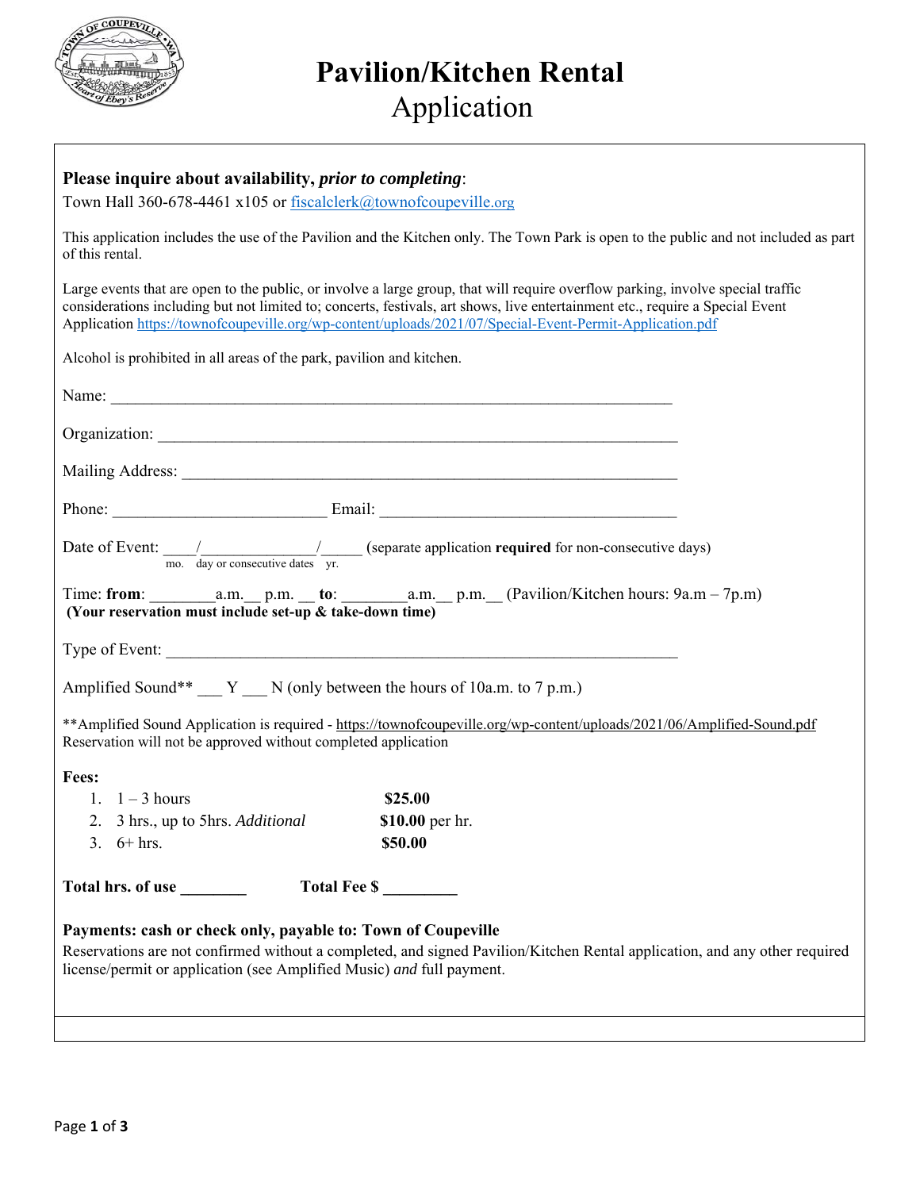# Pavilion/Kitchen Rental
## Application

**Please inquire about availability, *prior to completing*:**
Town Hall 360-678-4461 x105 or fiscalclerk@townofcoupeville.org

This application includes the use of the Pavilion and the Kitchen only. The Town Park is open to the public and not included as part of this rental.

Large events that are open to the public, or involve a large group, that will require overflow parking, involve special traffic considerations including but not limited to; concerts, festivals, art shows, live entertainment etc., require a Special Event Application https://townofcoupeville.org/wp-content/uploads/2021/07/Special-Event-Permit-Application.pdf

Alcohol is prohibited in all areas of the park, pavilion and kitchen.

Name: ______________________________________________________________________

Organization: ________________________________________________________________

Mailing Address: _____________________________________________________________

Phone: __________________________ Email: ____________________________________

Date of Event: ____/______________/_____ (separate application **required** for non-consecutive days)
mo. day or consecutive dates yr.

Time: **from**: ________a.m.__ p.m. __ **to**: ________a.m.__ p.m.__ (Pavilion/Kitchen hours: 9a.m – 7p.m)
**(Your reservation must include set-up & take-down time)**

Type of Event: _______________________________________________________________

Amplified Sound** ___ Y ___ N (only between the hours of 10a.m. to 7 p.m.)

**Amplified Sound Application is required - https://townofcoupeville.org/wp-content/uploads/2021/06/Amplified-Sound.pdf
Reservation will not be approved without completed application

**Fees:**

1. 1 – 3 hours **$25.00**
2. 3 hrs., up to 5hrs. *Additional* **$10.00** per hr.
3. 6+ hrs. **$50.00**

**Total hrs. of use ________ Total Fee $ _________**

**Payments: cash or check only, payable to: Town of Coupeville**
Reservations are not confirmed without a completed, and signed Pavilion/Kitchen Rental application, and any other required license/permit or application (see Amplified Music) *and* full payment.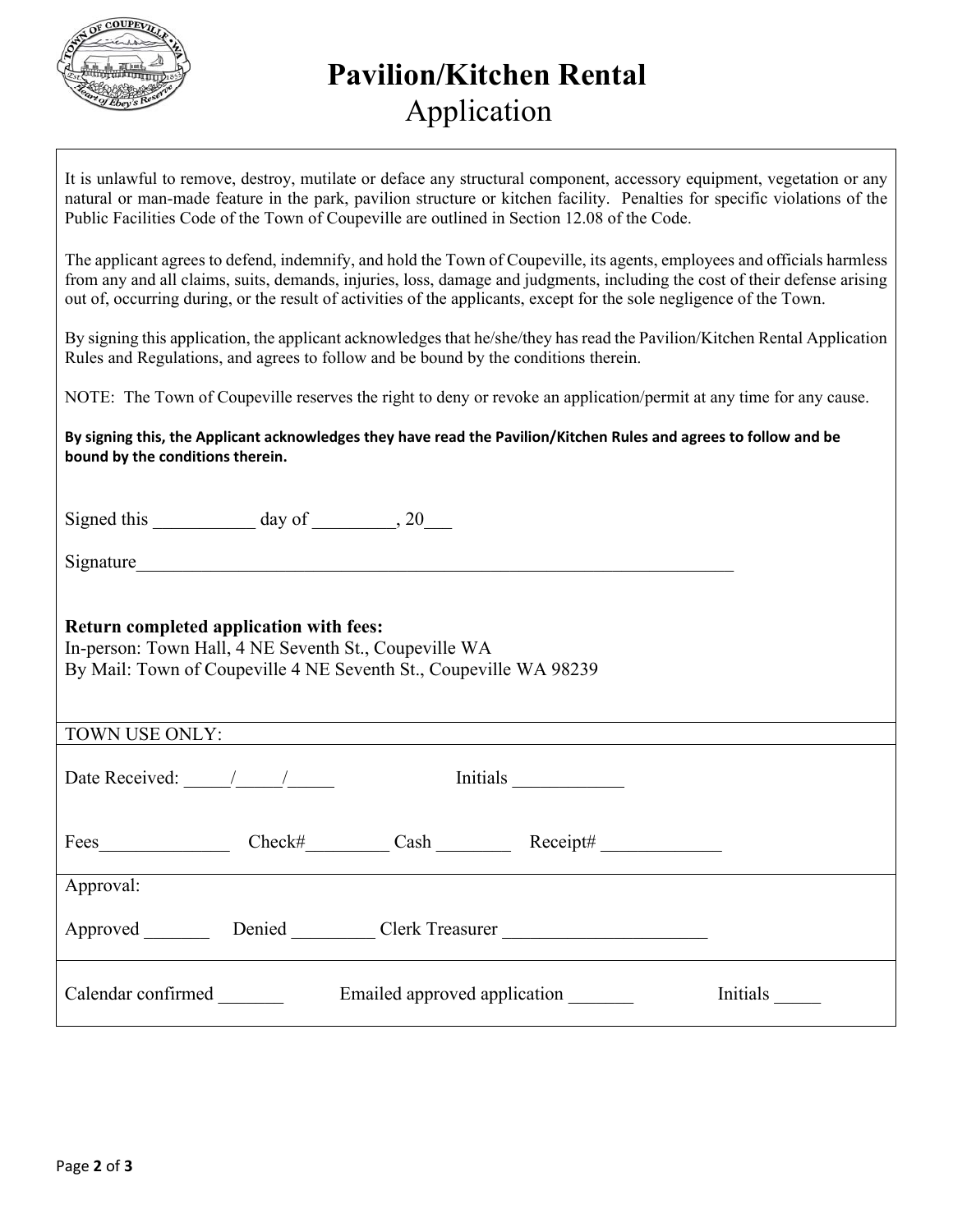# Pavilion/Kitchen Rental
Application

It is unlawful to remove, destroy, mutilate or deface any structural component, accessory equipment, vegetation or any natural or man-made feature in the park, pavilion structure or kitchen facility. Penalties for specific violations of the Public Facilities Code of the Town of Coupeville are outlined in Section 12.08 of the Code.

The applicant agrees to defend, indemnify, and hold the Town of Coupeville, its agents, employees and officials harmless from any and all claims, suits, demands, injuries, loss, damage and judgments, including the cost of their defense arising out of, occurring during, or the result of activities of the applicants, except for the sole negligence of the Town.

By signing this application, the applicant acknowledges that he/she/they has read the Pavilion/Kitchen Rental Application Rules and Regulations, and agrees to follow and be bound by the conditions therein.

NOTE: The Town of Coupeville reserves the right to deny or revoke an application/permit at any time for any cause.

**By signing this, the Applicant acknowledges they have read the Pavilion/Kitchen Rules and agrees to follow and be bound by the conditions therein.**

Signed this ___________ day of _________, 20___

Signature_______________________________________________________________

**Return completed application with fees:**
In-person: Town Hall, 4 NE Seventh St., Coupeville WA
By Mail: Town of Coupeville 4 NE Seventh St., Coupeville WA 98239

TOWN USE ONLY:

Date Received: _____/_____/_____ Initials ____________

Fees______________ Check#_________ Cash ________ Receipt# _____________

Approval:

Approved _______ Denied _________ Clerk Treasurer ______________________

Calendar confirmed _______ Emailed approved application _______ Initials _____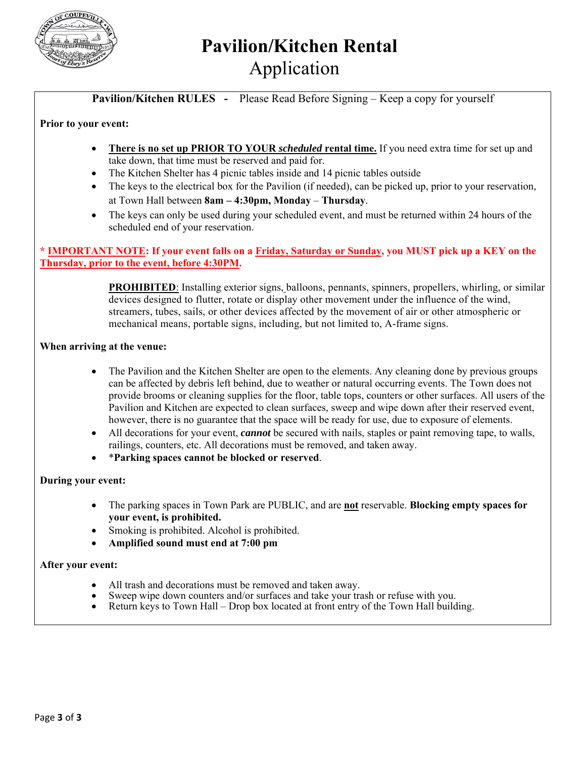# Pavilion/Kitchen Rental

## Application

**Pavilion/Kitchen RULES -** Please Read Before Signing – Keep a copy for yourself

**Prior to your event:**

- **There is no set up PRIOR TO YOUR *scheduled* rental time.** If you need extra time for set up and take down, that time must be reserved and paid for.
- The Kitchen Shelter has 4 picnic tables inside and 14 picnic tables outside
- The keys to the electrical box for the Pavilion (if needed), can be picked up, prior to your reservation, at Town Hall between **8am – 4:30pm, Monday** – **Thursday**.
- The keys can only be used during your scheduled event, and must be returned within 24 hours of the scheduled end of your reservation.

**\* IMPORTANT NOTE: If your event falls on a Friday, Saturday or Sunday, you MUST pick up a KEY on the Thursday, prior to the event, before 4:30PM.**

**PROHIBITED**: Installing exterior signs, balloons, pennants, spinners, propellers, whirling, or similar devices designed to flutter, rotate or display other movement under the influence of the wind, streamers, tubes, sails, or other devices affected by the movement of air or other atmospheric or mechanical means, portable signs, including, but not limited to, A-frame signs.

**When arriving at the venue:**

- The Pavilion and the Kitchen Shelter are open to the elements. Any cleaning done by previous groups can be affected by debris left behind, due to weather or natural occurring events. The Town does not provide brooms or cleaning supplies for the floor, table tops, counters or other surfaces. All users of the Pavilion and Kitchen are expected to clean surfaces, sweep and wipe down after their reserved event, however, there is no guarantee that the space will be ready for use, due to exposure of elements.
- All decorations for your event, ***cannot*** be secured with nails, staples or paint removing tape, to walls, railings, counters, etc. All decorations must be removed, and taken away.
- \***Parking spaces cannot be blocked or reserved**.

**During your event:**

- The parking spaces in Town Park are PUBLIC, and are **not** reservable. **Blocking empty spaces for your event, is prohibited.**
- Smoking is prohibited. Alcohol is prohibited.
- **Amplified sound must end at 7:00 pm**

**After your event:**

- All trash and decorations must be removed and taken away.
- Sweep wipe down counters and/or surfaces and take your trash or refuse with you.
- Return keys to Town Hall – Drop box located at front entry of the Town Hall building.